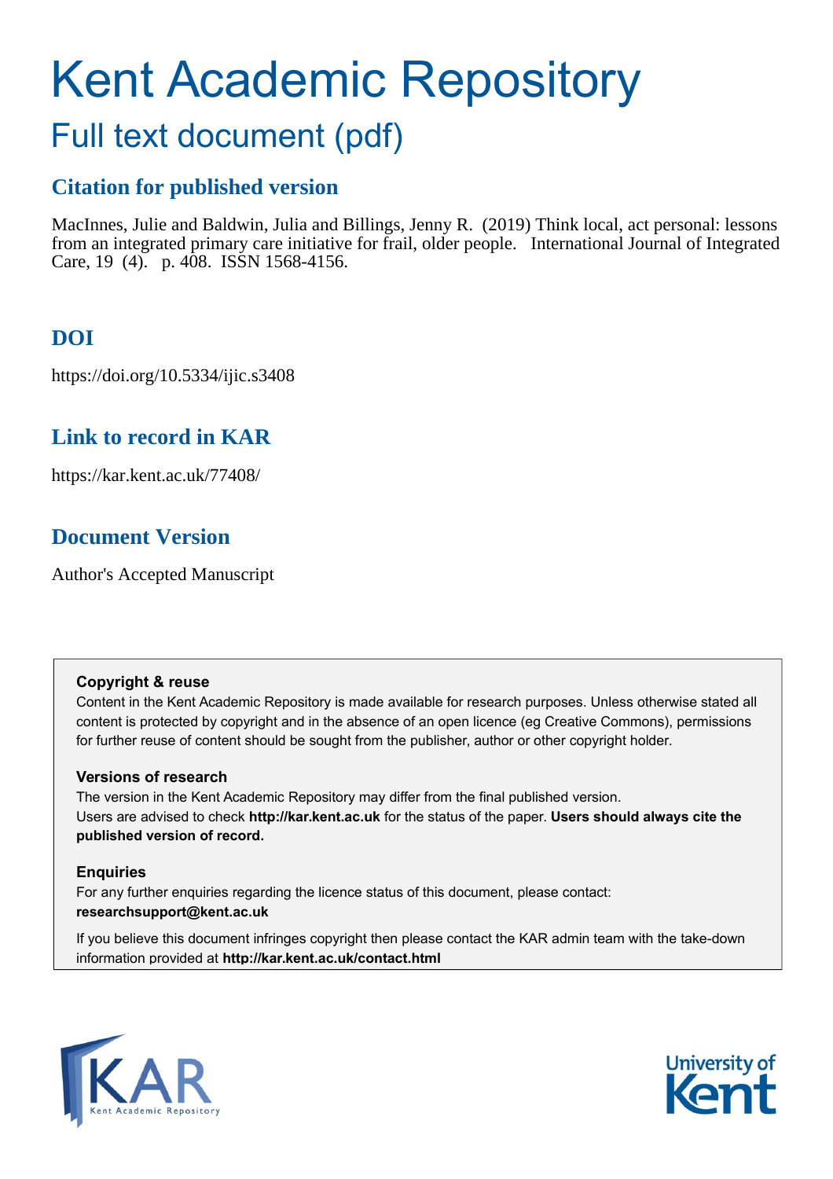# Kent Academic Repository

## Full text document (pdf)

### Citation for published version

MacInnes, Julie and Baldwin, Julia and Billings, Jenny R. (2019) Think local, act personal: lessons from an integrated primary care initiative for frail, older people. International Journal of Integrated Care, 19 (4). p. 408. ISSN 1568-4156.

### DOI

https://doi.org/10.5334/ijic.s3408

### Link to record in KAR

https://kar.kent.ac.uk/77408/

### Document Version

Author's Accepted Manuscript

**Copyright & reuse**

Content in the Kent Academic Repository is made available for research purposes. Unless otherwise stated all content is protected by copyright and in the absence of an open licence (eg Creative Commons), permissions for further reuse of content should be sought from the publisher, author or other copyright holder.

**Versions of research**

The version in the Kent Academic Repository may differ from the final published version.
Users are advised to check **http://kar.kent.ac.uk** for the status of the paper. **Users should always cite the published version of record.**

**Enquiries**

For any further enquiries regarding the licence status of this document, please contact:
**researchsupport@kent.ac.uk**

If you believe this document infringes copyright then please contact the KAR admin team with the take-down information provided at **http://kar.kent.ac.uk/contact.html**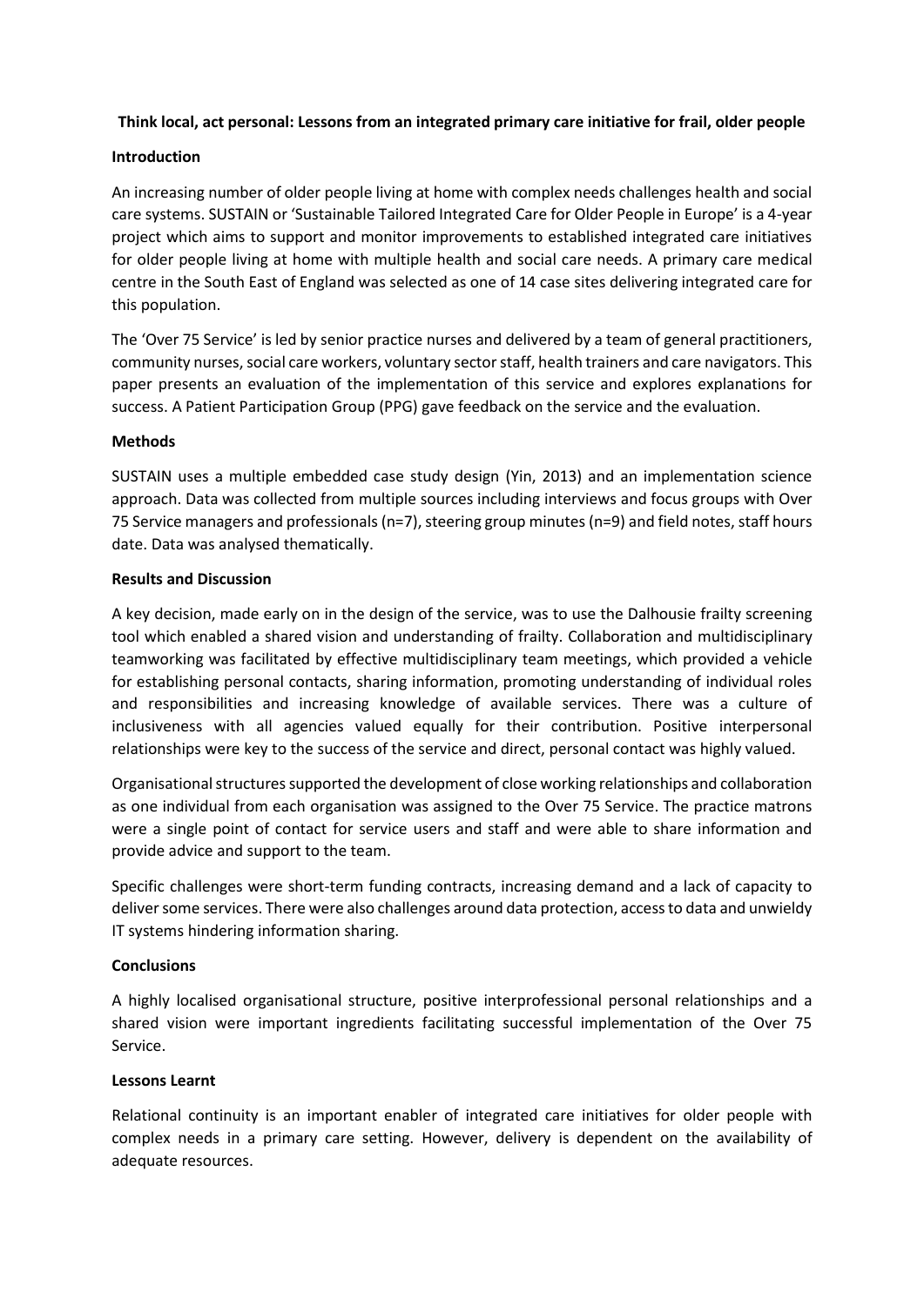**Think local, act personal: Lessons from an integrated primary care initiative for frail, older people**

**Introduction**

An increasing number of older people living at home with complex needs challenges health and social care systems. SUSTAIN or 'Sustainable Tailored Integrated Care for Older People in Europe' is a 4-year project which aims to support and monitor improvements to established integrated care initiatives for older people living at home with multiple health and social care needs. A primary care medical centre in the South East of England was selected as one of 14 case sites delivering integrated care for this population.

The 'Over 75 Service' is led by senior practice nurses and delivered by a team of general practitioners, community nurses, social care workers, voluntary sector staff, health trainers and care navigators. This paper presents an evaluation of the implementation of this service and explores explanations for success. A Patient Participation Group (PPG) gave feedback on the service and the evaluation.

**Methods**

SUSTAIN uses a multiple embedded case study design (Yin, 2013) and an implementation science approach. Data was collected from multiple sources including interviews and focus groups with Over 75 Service managers and professionals (n=7), steering group minutes (n=9) and field notes, staff hours date. Data was analysed thematically.

**Results and Discussion**

A key decision, made early on in the design of the service, was to use the Dalhousie frailty screening tool which enabled a shared vision and understanding of frailty. Collaboration and multidisciplinary teamworking was facilitated by effective multidisciplinary team meetings, which provided a vehicle for establishing personal contacts, sharing information, promoting understanding of individual roles and responsibilities and increasing knowledge of available services. There was a culture of inclusiveness with all agencies valued equally for their contribution. Positive interpersonal relationships were key to the success of the service and direct, personal contact was highly valued.

Organisational structures supported the development of close working relationships and collaboration as one individual from each organisation was assigned to the Over 75 Service. The practice matrons were a single point of contact for service users and staff and were able to share information and provide advice and support to the team.

Specific challenges were short-term funding contracts, increasing demand and a lack of capacity to deliver some services. There were also challenges around data protection, access to data and unwieldy IT systems hindering information sharing.

**Conclusions**

A highly localised organisational structure, positive interprofessional personal relationships and a shared vision were important ingredients facilitating successful implementation of the Over 75 Service.

**Lessons Learnt**

Relational continuity is an important enabler of integrated care initiatives for older people with complex needs in a primary care setting. However, delivery is dependent on the availability of adequate resources.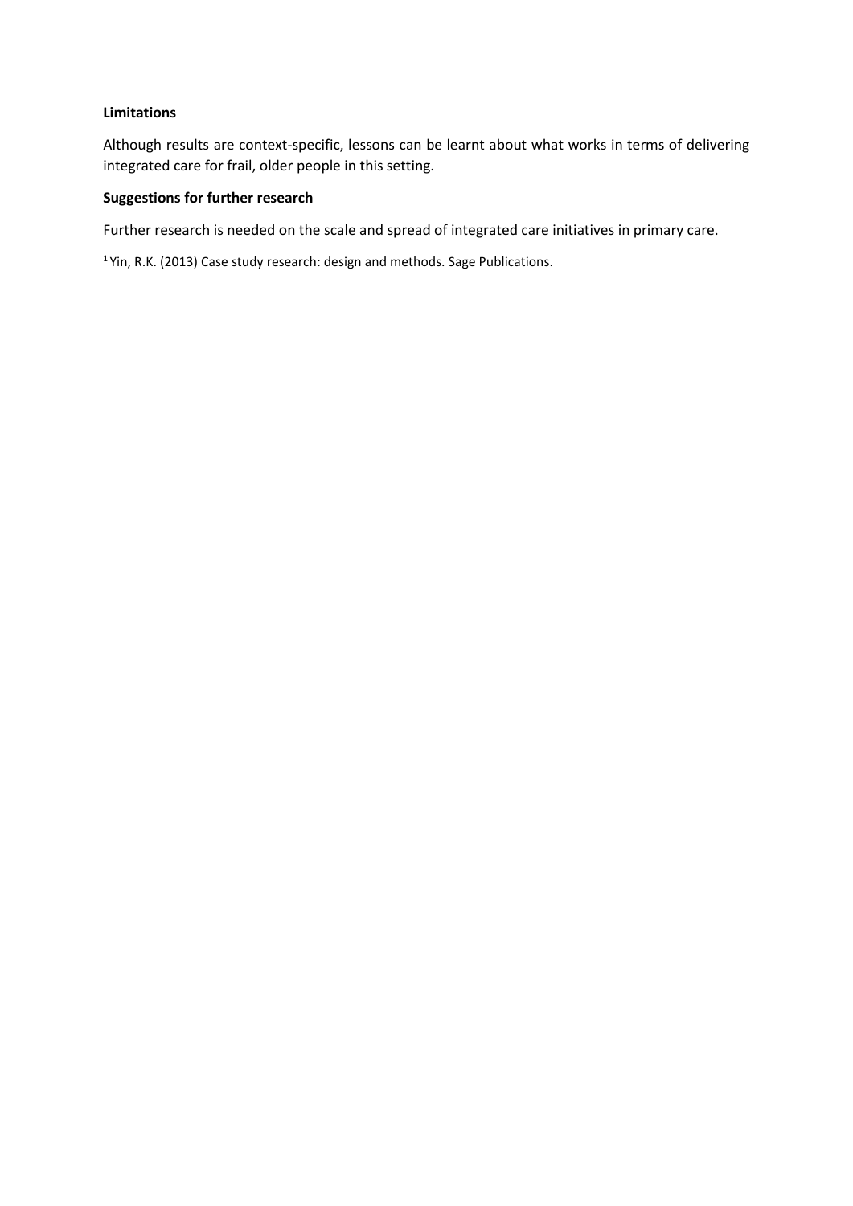**Limitations**

Although results are context-specific, lessons can be learnt about what works in terms of delivering integrated care for frail, older people in this setting.

**Suggestions for further research**

Further research is needed on the scale and spread of integrated care initiatives in primary care.

[1] Yin, R.K. (2013) Case study research: design and methods. Sage Publications.